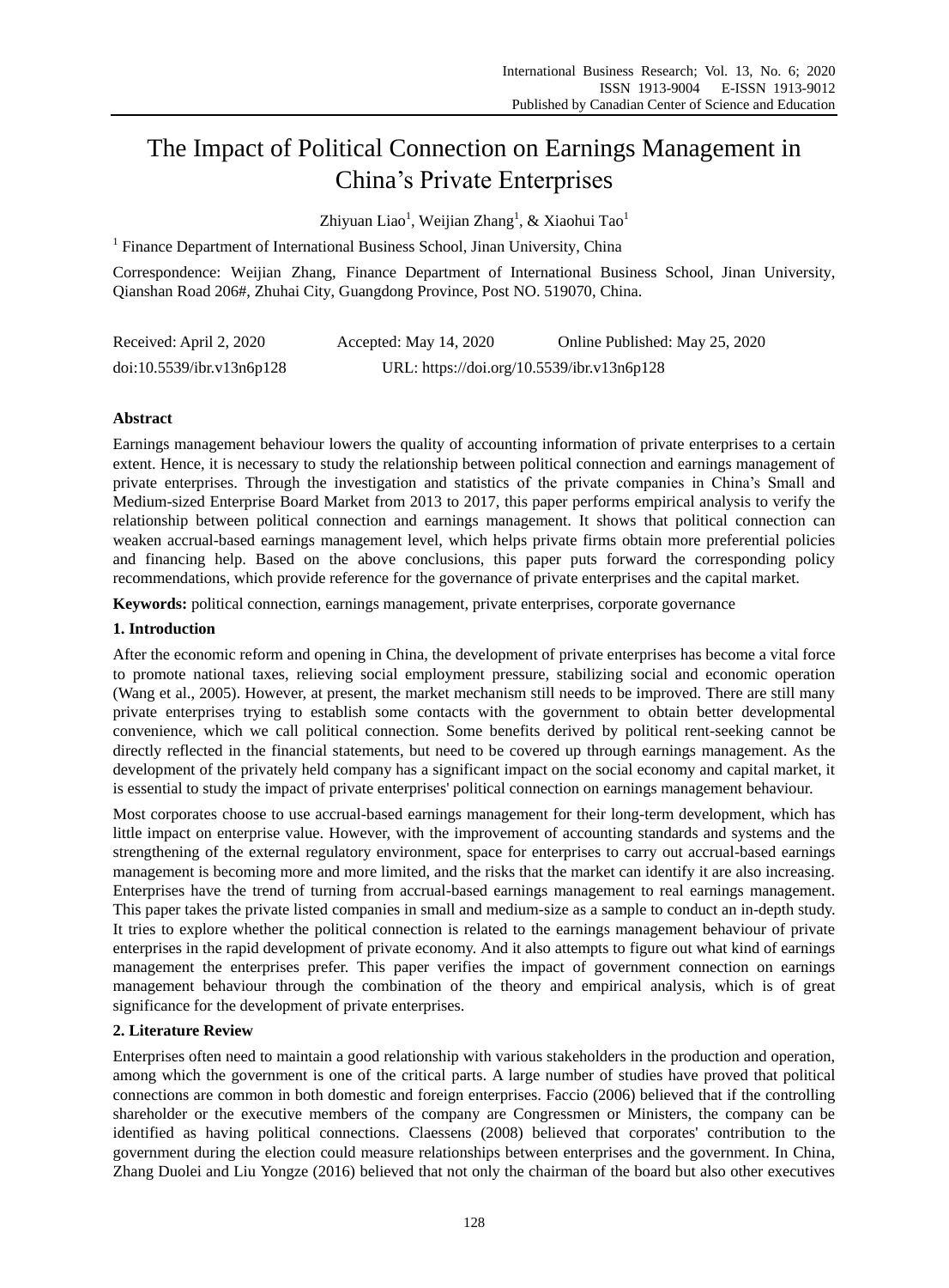# The Impact of Political Connection on Earnings Management in China's Private Enterprises

Zhiyuan Liao[1], Weijian Zhang[1], & Xiaohui Tao[1]

[1] Finance Department of International Business School, Jinan University, China

Correspondence: Weijian Zhang, Finance Department of International Business School, Jinan University, Qianshan Road 206#, Zhuhai City, Guangdong Province, Post NO. 519070, China.

Received: April 2, 2020 Accepted: May 14, 2020 Online Published: May 25, 2020

doi:10.5539/ibr.v13n6p128 URL: https://doi.org/10.5539/ibr.v13n6p128

## Abstract

Earnings management behaviour lowers the quality of accounting information of private enterprises to a certain extent. Hence, it is necessary to study the relationship between political connection and earnings management of private enterprises. Through the investigation and statistics of the private companies in China's Small and Medium-sized Enterprise Board Market from 2013 to 2017, this paper performs empirical analysis to verify the relationship between political connection and earnings management. It shows that political connection can weaken accrual-based earnings management level, which helps private firms obtain more preferential policies and financing help. Based on the above conclusions, this paper puts forward the corresponding policy recommendations, which provide reference for the governance of private enterprises and the capital market.

**Keywords:** political connection, earnings management, private enterprises, corporate governance

## 1. Introduction

After the economic reform and opening in China, the development of private enterprises has become a vital force to promote national taxes, relieving social employment pressure, stabilizing social and economic operation (Wang et al., 2005). However, at present, the market mechanism still needs to be improved. There are still many private enterprises trying to establish some contacts with the government to obtain better developmental convenience, which we call political connection. Some benefits derived by political rent-seeking cannot be directly reflected in the financial statements, but need to be covered up through earnings management. As the development of the privately held company has a significant impact on the social economy and capital market, it is essential to study the impact of private enterprises' political connection on earnings management behaviour.

Most corporates choose to use accrual-based earnings management for their long-term development, which has little impact on enterprise value. However, with the improvement of accounting standards and systems and the strengthening of the external regulatory environment, space for enterprises to carry out accrual-based earnings management is becoming more and more limited, and the risks that the market can identify it are also increasing. Enterprises have the trend of turning from accrual-based earnings management to real earnings management. This paper takes the private listed companies in small and medium-size as a sample to conduct an in-depth study. It tries to explore whether the political connection is related to the earnings management behaviour of private enterprises in the rapid development of private economy. And it also attempts to figure out what kind of earnings management the enterprises prefer. This paper verifies the impact of government connection on earnings management behaviour through the combination of the theory and empirical analysis, which is of great significance for the development of private enterprises.

## 2. Literature Review

Enterprises often need to maintain a good relationship with various stakeholders in the production and operation, among which the government is one of the critical parts. A large number of studies have proved that political connections are common in both domestic and foreign enterprises. Faccio (2006) believed that if the controlling shareholder or the executive members of the company are Congressmen or Ministers, the company can be identified as having political connections. Claessens (2008) believed that corporates' contribution to the government during the election could measure relationships between enterprises and the government. In China, Zhang Duolei and Liu Yongze (2016) believed that not only the chairman of the board but also other executives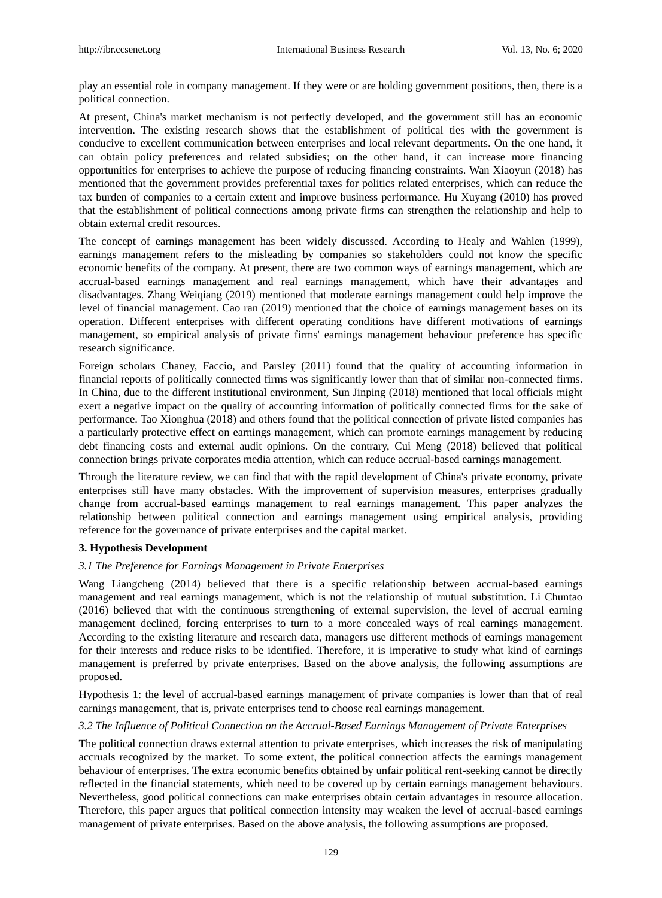play an essential role in company management. If they were or are holding government positions, then, there is a political connection.

At present, China's market mechanism is not perfectly developed, and the government still has an economic intervention. The existing research shows that the establishment of political ties with the government is conducive to excellent communication between enterprises and local relevant departments. On the one hand, it can obtain policy preferences and related subsidies; on the other hand, it can increase more financing opportunities for enterprises to achieve the purpose of reducing financing constraints. Wan Xiaoyun (2018) has mentioned that the government provides preferential taxes for politics related enterprises, which can reduce the tax burden of companies to a certain extent and improve business performance. Hu Xuyang (2010) has proved that the establishment of political connections among private firms can strengthen the relationship and help to obtain external credit resources.

The concept of earnings management has been widely discussed. According to Healy and Wahlen (1999), earnings management refers to the misleading by companies so stakeholders could not know the specific economic benefits of the company. At present, there are two common ways of earnings management, which are accrual-based earnings management and real earnings management, which have their advantages and disadvantages. Zhang Weiqiang (2019) mentioned that moderate earnings management could help improve the level of financial management. Cao ran (2019) mentioned that the choice of earnings management bases on its operation. Different enterprises with different operating conditions have different motivations of earnings management, so empirical analysis of private firms' earnings management behaviour preference has specific research significance.

Foreign scholars Chaney, Faccio, and Parsley (2011) found that the quality of accounting information in financial reports of politically connected firms was significantly lower than that of similar non-connected firms. In China, due to the different institutional environment, Sun Jinping (2018) mentioned that local officials might exert a negative impact on the quality of accounting information of politically connected firms for the sake of performance. Tao Xionghua (2018) and others found that the political connection of private listed companies has a particularly protective effect on earnings management, which can promote earnings management by reducing debt financing costs and external audit opinions. On the contrary, Cui Meng (2018) believed that political connection brings private corporates media attention, which can reduce accrual-based earnings management.

Through the literature review, we can find that with the rapid development of China's private economy, private enterprises still have many obstacles. With the improvement of supervision measures, enterprises gradually change from accrual-based earnings management to real earnings management. This paper analyzes the relationship between political connection and earnings management using empirical analysis, providing reference for the governance of private enterprises and the capital market.

## 3. Hypothesis Development

### *3.1 The Preference for Earnings Management in Private Enterprises*

Wang Liangcheng (2014) believed that there is a specific relationship between accrual-based earnings management and real earnings management, which is not the relationship of mutual substitution. Li Chuntao (2016) believed that with the continuous strengthening of external supervision, the level of accrual earning management declined, forcing enterprises to turn to a more concealed ways of real earnings management. According to the existing literature and research data, managers use different methods of earnings management for their interests and reduce risks to be identified. Therefore, it is imperative to study what kind of earnings management is preferred by private enterprises. Based on the above analysis, the following assumptions are proposed.

Hypothesis 1: the level of accrual-based earnings management of private companies is lower than that of real earnings management, that is, private enterprises tend to choose real earnings management.

### *3.2 The Influence of Political Connection on the Accrual-Based Earnings Management of Private Enterprises*

The political connection draws external attention to private enterprises, which increases the risk of manipulating accruals recognized by the market. To some extent, the political connection affects the earnings management behaviour of enterprises. The extra economic benefits obtained by unfair political rent-seeking cannot be directly reflected in the financial statements, which need to be covered up by certain earnings management behaviours. Nevertheless, good political connections can make enterprises obtain certain advantages in resource allocation. Therefore, this paper argues that political connection intensity may weaken the level of accrual-based earnings management of private enterprises. Based on the above analysis, the following assumptions are proposed.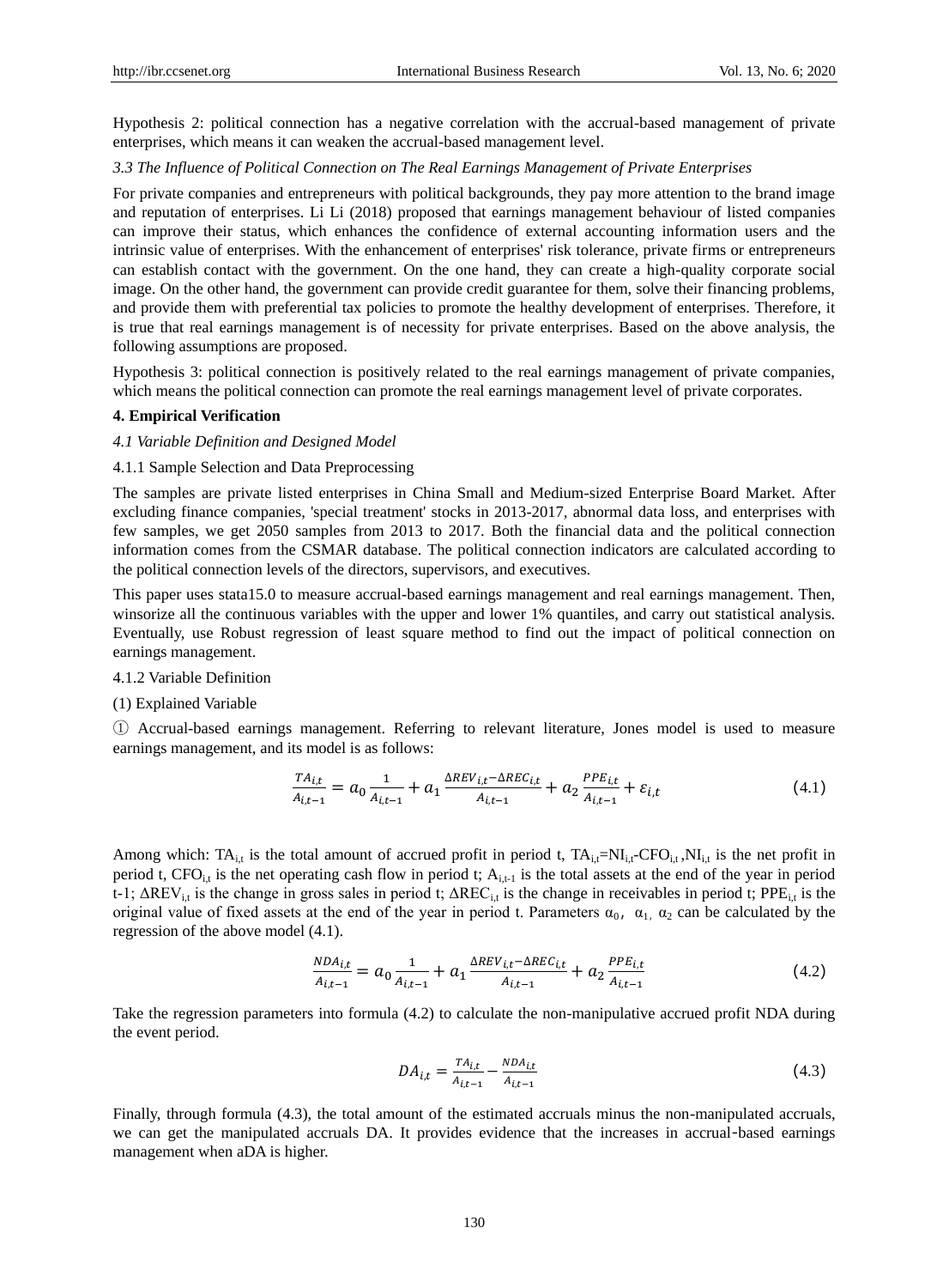Hypothesis 2: political connection has a negative correlation with the accrual-based management of private enterprises, which means it can weaken the accrual-based management level.

*3.3 The Influence of Political Connection on The Real Earnings Management of Private Enterprises*

For private companies and entrepreneurs with political backgrounds, they pay more attention to the brand image and reputation of enterprises. Li Li (2018) proposed that earnings management behaviour of listed companies can improve their status, which enhances the confidence of external accounting information users and the intrinsic value of enterprises. With the enhancement of enterprises' risk tolerance, private firms or entrepreneurs can establish contact with the government. On the one hand, they can create a high-quality corporate social image. On the other hand, the government can provide credit guarantee for them, solve their financing problems, and provide them with preferential tax policies to promote the healthy development of enterprises. Therefore, it is true that real earnings management is of necessity for private enterprises. Based on the above analysis, the following assumptions are proposed.

Hypothesis 3: political connection is positively related to the real earnings management of private companies, which means the political connection can promote the real earnings management level of private corporates.

## 4. Empirical Verification

*4.1 Variable Definition and Designed Model*

4.1.1 Sample Selection and Data Preprocessing

The samples are private listed enterprises in China Small and Medium-sized Enterprise Board Market. After excluding finance companies, 'special treatment' stocks in 2013-2017, abnormal data loss, and enterprises with few samples, we get 2050 samples from 2013 to 2017. Both the financial data and the political connection information comes from the CSMAR database. The political connection indicators are calculated according to the political connection levels of the directors, supervisors, and executives.

This paper uses stata15.0 to measure accrual-based earnings management and real earnings management. Then, winsorize all the continuous variables with the upper and lower 1% quantiles, and carry out statistical analysis. Eventually, use Robust regression of least square method to find out the impact of political connection on earnings management.

4.1.2 Variable Definition

(1) Explained Variable

① Accrual-based earnings management. Referring to relevant literature, Jones model is used to measure earnings management, and its model is as follows:

$$\frac{TA_{i,t}}{A_{i,t-1}} = a_0 \frac{1}{A_{i,t-1}} + a_1 \frac{\Delta REV_{i,t} - \Delta REC_{i,t}}{A_{i,t-1}} + a_2 \frac{PPE_{i,t}}{A_{i,t-1}} + \varepsilon_{i,t} \tag{4.1}$$

Among which: $TA_{i,t}$ is the total amount of accrued profit in period t, $TA_{i,t}=NI_{i,t}-CFO_{i,t}$, $NI_{i,t}$ is the net profit in period t, $CFO_{i,t}$ is the net operating cash flow in period t; $A_{i,t-1}$ is the total assets at the end of the year in period t-1; $\Delta REV_{i,t}$ is the change in gross sales in period t; $\Delta REC_{i,t}$ is the change in receivables in period t; $PPE_{i,t}$ is the original value of fixed assets at the end of the year in period t. Parameters $\alpha_0$, $\alpha_1$, $\alpha_2$ can be calculated by the regression of the above model (4.1).

$$\frac{NDA_{i,t}}{A_{i,t-1}} = a_0 \frac{1}{A_{i,t-1}} + a_1 \frac{\Delta REV_{i,t} - \Delta REC_{i,t}}{A_{i,t-1}} + a_2 \frac{PPE_{i,t}}{A_{i,t-1}} \tag{4.2}$$

Take the regression parameters into formula (4.2) to calculate the non-manipulative accrued profit NDA during the event period.

$$DA_{i,t} = \frac{TA_{i,t}}{A_{i,t-1}} - \frac{NDA_{i,t}}{A_{i,t-1}} \tag{4.3}$$

Finally, through formula (4.3), the total amount of the estimated accruals minus the non-manipulated accruals, we can get the manipulated accruals DA. It provides evidence that the increases in accrual-based earnings management when aDA is higher.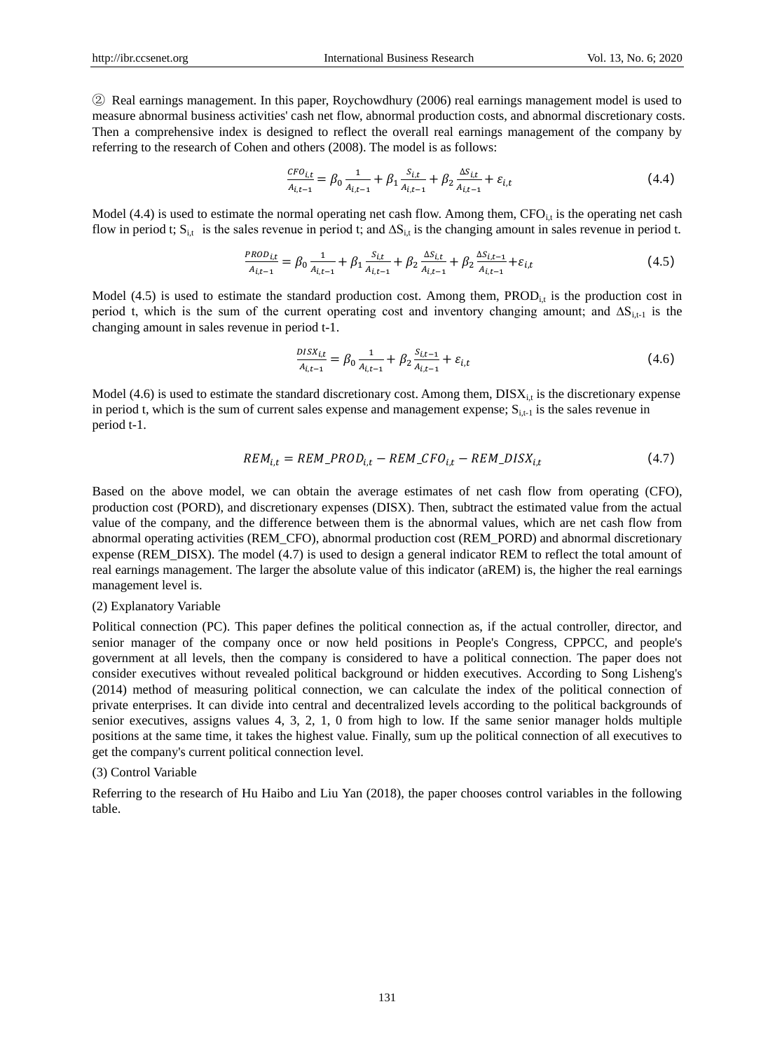② Real earnings management. In this paper, Roychowdhury (2006) real earnings management model is used to measure abnormal business activities' cash net flow, abnormal production costs, and abnormal discretionary costs. Then a comprehensive index is designed to reflect the overall real earnings management of the company by referring to the research of Cohen and others (2008). The model is as follows:

$$\frac{CFO_{i,t}}{A_{i,t-1}} = \beta_0 \frac{1}{A_{i,t-1}} + \beta_1 \frac{S_{i,t}}{A_{i,t-1}} + \beta_2 \frac{\Delta S_{i,t}}{A_{i,t-1}} + \varepsilon_{i,t} \tag{4.4}$$

Model (4.4) is used to estimate the normal operating net cash flow. Among them, $CFO_{i,t}$ is the operating net cash flow in period t; $S_{i,t}$ is the sales revenue in period t; and $\Delta S_{i,t}$ is the changing amount in sales revenue in period t.

$$\frac{PROD_{i,t}}{A_{i,t-1}} = \beta_0 \frac{1}{A_{i,t-1}} + \beta_1 \frac{S_{i,t}}{A_{i,t-1}} + \beta_2 \frac{\Delta S_{i,t}}{A_{i,t-1}} + \beta_2 \frac{\Delta S_{i,t-1}}{A_{i,t-1}} + \varepsilon_{i,t} \tag{4.5}$$

Model (4.5) is used to estimate the standard production cost. Among them, $PROD_{i,t}$ is the production cost in period t, which is the sum of the current operating cost and inventory changing amount; and $\Delta S_{i,t-1}$ is the changing amount in sales revenue in period t-1.

$$\frac{DISX_{i,t}}{A_{i,t-1}} = \beta_0 \frac{1}{A_{i,t-1}} + \beta_2 \frac{S_{i,t-1}}{A_{i,t-1}} + \varepsilon_{i,t} \tag{4.6}$$

Model (4.6) is used to estimate the standard discretionary cost. Among them, $DISX_{i,t}$ is the discretionary expense in period t, which is the sum of current sales expense and management expense; $S_{i,t-1}$ is the sales revenue in period t-1.

$$REM_{i,t} = REM\_PROD_{i,t} - REM\_CFO_{i,t} - REM\_DISX_{i,t} \tag{4.7}$$

Based on the above model, we can obtain the average estimates of net cash flow from operating (CFO), production cost (PORD), and discretionary expenses (DISX). Then, subtract the estimated value from the actual value of the company, and the difference between them is the abnormal values, which are net cash flow from abnormal operating activities (REM_CFO), abnormal production cost (REM_PORD) and abnormal discretionary expense (REM_DISX). The model (4.7) is used to design a general indicator REM to reflect the total amount of real earnings management. The larger the absolute value of this indicator (aREM) is, the higher the real earnings management level is.

(2) Explanatory Variable

Political connection (PC). This paper defines the political connection as, if the actual controller, director, and senior manager of the company once or now held positions in People's Congress, CPPCC, and people's government at all levels, then the company is considered to have a political connection. The paper does not consider executives without revealed political background or hidden executives. According to Song Lisheng's (2014) method of measuring political connection, we can calculate the index of the political connection of private enterprises. It can divide into central and decentralized levels according to the political backgrounds of senior executives, assigns values 4, 3, 2, 1, 0 from high to low. If the same senior manager holds multiple positions at the same time, it takes the highest value. Finally, sum up the political connection of all executives to get the company's current political connection level.

(3) Control Variable

Referring to the research of Hu Haibo and Liu Yan (2018), the paper chooses control variables in the following table.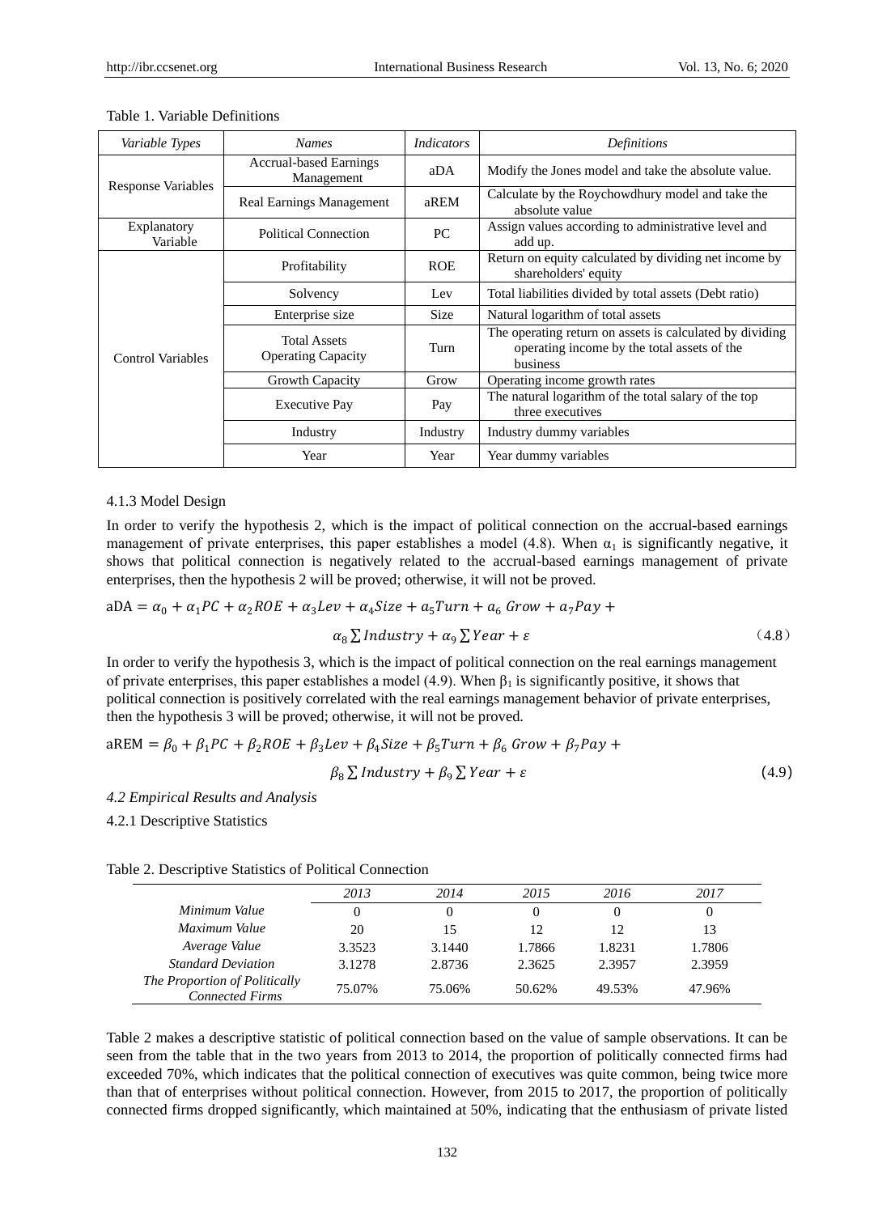Table 1. Variable Definitions

| *Variable Types* | *Names* | *Indicators* | *Definitions* |
|---|---|---|---|
| Response Variables | Accrual-based Earnings Management | aDA | Modify the Jones model and take the absolute value. |
| | Real Earnings Management | aREM | Calculate by the Roychowdhury model and take the absolute value |
| Explanatory Variable | Political Connection | PC | Assign values according to administrative level and add up. |
| Control Variables | Profitability | ROE | Return on equity calculated by dividing net income by shareholders' equity |
| | Solvency | Lev | Total liabilities divided by total assets (Debt ratio) |
| | Enterprise size | Size | Natural logarithm of total assets |
| | Total Assets Operating Capacity | Turn | The operating return on assets is calculated by dividing operating income by the total assets of the business |
| | Growth Capacity | Grow | Operating income growth rates |
| | Executive Pay | Pay | The natural logarithm of the total salary of the top three executives |
| | Industry | Industry | Industry dummy variables |
| | Year | Year | Year dummy variables |

4.1.3 Model Design

In order to verify the hypothesis 2, which is the impact of political connection on the accrual-based earnings management of private enterprises, this paper establishes a model (4.8). When $\alpha_1$ is significantly negative, it shows that political connection is negatively related to the accrual-based earnings management of private enterprises, then the hypothesis 2 will be proved; otherwise, it will not be proved.

$$\text{aDA} = \alpha_0 + \alpha_1 PC + \alpha_2 ROE + \alpha_3 Lev + \alpha_4 Size + a_5 Turn + a_6\ Grow + a_7 Pay + \alpha_8 \sum Industry + \alpha_9 \sum Year + \varepsilon \quad (4.8)$$

In order to verify the hypothesis 3, which is the impact of political connection on the real earnings management of private enterprises, this paper establishes a model (4.9). When $\beta_1$ is significantly positive, it shows that political connection is positively correlated with the real earnings management behavior of private enterprises, then the hypothesis 3 will be proved; otherwise, it will not be proved.

$$\text{aREM} = \beta_0 + \beta_1 PC + \beta_2 ROE + \beta_3 Lev + \beta_4 Size + \beta_5 Turn + \beta_6\ Grow + \beta_7 Pay + \beta_8 \sum Industry + \beta_9 \sum Year + \varepsilon \quad (4.9)$$

### *4.2 Empirical Results and Analysis*

4.2.1 Descriptive Statistics

Table 2. Descriptive Statistics of Political Connection

| | *2013* | *2014* | *2015* | *2016* | *2017* |
|---|---|---|---|---|---|
| *Minimum Value* | 0 | 0 | 0 | 0 | 0 |
| *Maximum Value* | 20 | 15 | 12 | 12 | 13 |
| *Average Value* | 3.3523 | 3.1440 | 1.7866 | 1.8231 | 1.7806 |
| *Standard Deviation* | 3.1278 | 2.8736 | 2.3625 | 2.3957 | 2.3959 |
| *The Proportion of Politically Connected Firms* | 75.07% | 75.06% | 50.62% | 49.53% | 47.96% |

Table 2 makes a descriptive statistic of political connection based on the value of sample observations. It can be seen from the table that in the two years from 2013 to 2014, the proportion of politically connected firms had exceeded 70%, which indicates that the political connection of executives was quite common, being twice more than that of enterprises without political connection. However, from 2015 to 2017, the proportion of politically connected firms dropped significantly, which maintained at 50%, indicating that the enthusiasm of private listed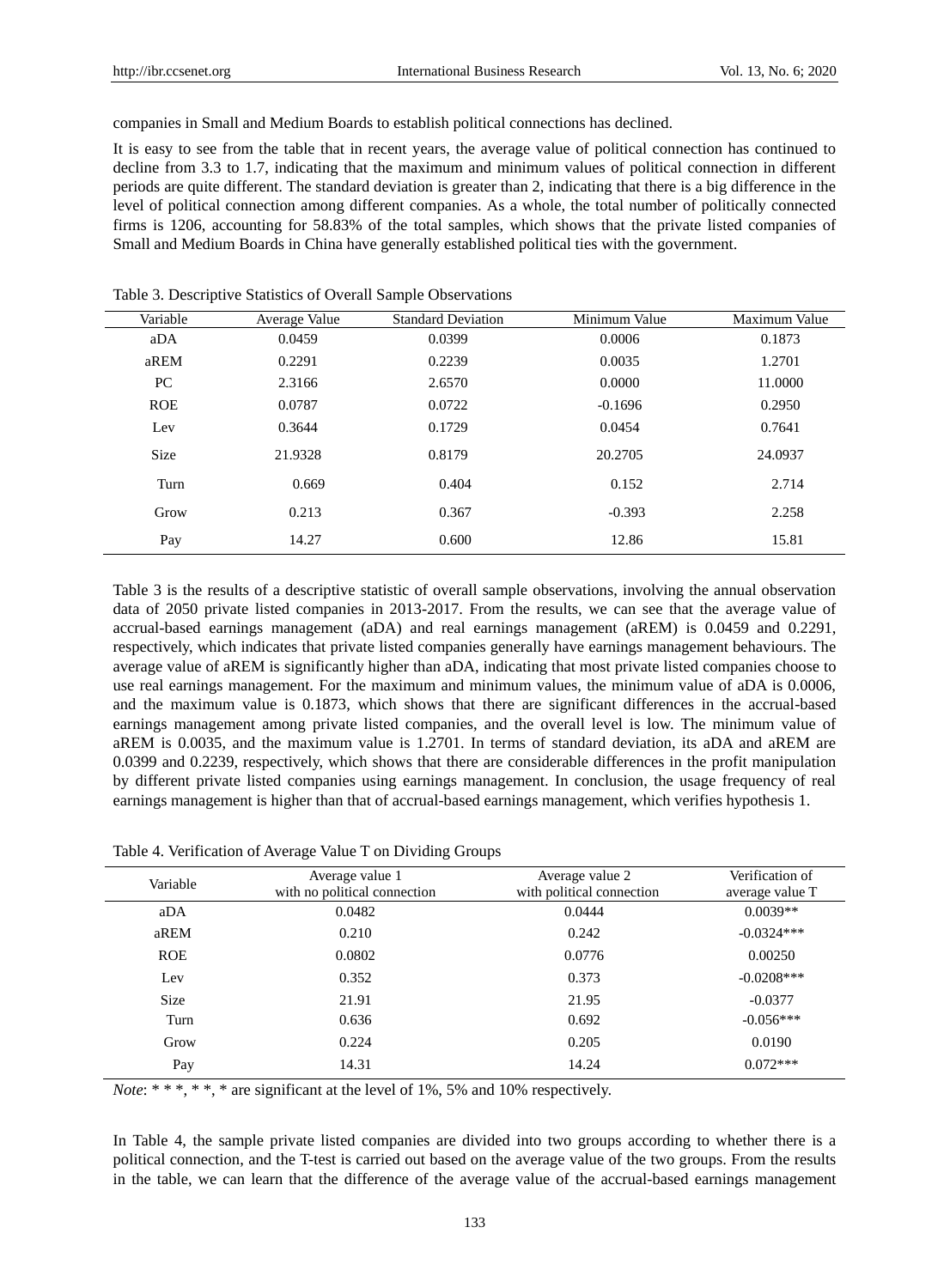companies in Small and Medium Boards to establish political connections has declined.

It is easy to see from the table that in recent years, the average value of political connection has continued to decline from 3.3 to 1.7, indicating that the maximum and minimum values of political connection in different periods are quite different. The standard deviation is greater than 2, indicating that there is a big difference in the level of political connection among different companies. As a whole, the total number of politically connected firms is 1206, accounting for 58.83% of the total samples, which shows that the private listed companies of Small and Medium Boards in China have generally established political ties with the government.

Table 3. Descriptive Statistics of Overall Sample Observations

| Variable | Average Value | Standard Deviation | Minimum Value | Maximum Value |
|---|---|---|---|---|
| aDA | 0.0459 | 0.0399 | 0.0006 | 0.1873 |
| aREM | 0.2291 | 0.2239 | 0.0035 | 1.2701 |
| PC | 2.3166 | 2.6570 | 0.0000 | 11.0000 |
| ROE | 0.0787 | 0.0722 | -0.1696 | 0.2950 |
| Lev | 0.3644 | 0.1729 | 0.0454 | 0.7641 |
| Size | 21.9328 | 0.8179 | 20.2705 | 24.0937 |
| Turn | 0.669 | 0.404 | 0.152 | 2.714 |
| Grow | 0.213 | 0.367 | -0.393 | 2.258 |
| Pay | 14.27 | 0.600 | 12.86 | 15.81 |

Table 3 is the results of a descriptive statistic of overall sample observations, involving the annual observation data of 2050 private listed companies in 2013-2017. From the results, we can see that the average value of accrual-based earnings management (aDA) and real earnings management (aREM) is 0.0459 and 0.2291, respectively, which indicates that private listed companies generally have earnings management behaviours. The average value of aREM is significantly higher than aDA, indicating that most private listed companies choose to use real earnings management. For the maximum and minimum values, the minimum value of aDA is 0.0006, and the maximum value is 0.1873, which shows that there are significant differences in the accrual-based earnings management among private listed companies, and the overall level is low. The minimum value of aREM is 0.0035, and the maximum value is 1.2701. In terms of standard deviation, its aDA and aREM are 0.0399 and 0.2239, respectively, which shows that there are considerable differences in the profit manipulation by different private listed companies using earnings management. In conclusion, the usage frequency of real earnings management is higher than that of accrual-based earnings management, which verifies hypothesis 1.

Table 4. Verification of Average Value T on Dividing Groups

| Variable | Average value 1 with no political connection | Average value 2 with political connection | Verification of average value T |
|---|---|---|---|
| aDA | 0.0482 | 0.0444 | 0.0039** |
| aREM | 0.210 | 0.242 | -0.0324*** |
| ROE | 0.0802 | 0.0776 | 0.00250 |
| Lev | 0.352 | 0.373 | -0.0208*** |
| Size | 21.91 | 21.95 | -0.0377 |
| Turn | 0.636 | 0.692 | -0.056*** |
| Grow | 0.224 | 0.205 | 0.0190 |
| Pay | 14.31 | 14.24 | 0.072*** |

*Note*: * * *, * *, * are significant at the level of 1%, 5% and 10% respectively.

In Table 4, the sample private listed companies are divided into two groups according to whether there is a political connection, and the T-test is carried out based on the average value of the two groups. From the results in the table, we can learn that the difference of the average value of the accrual-based earnings management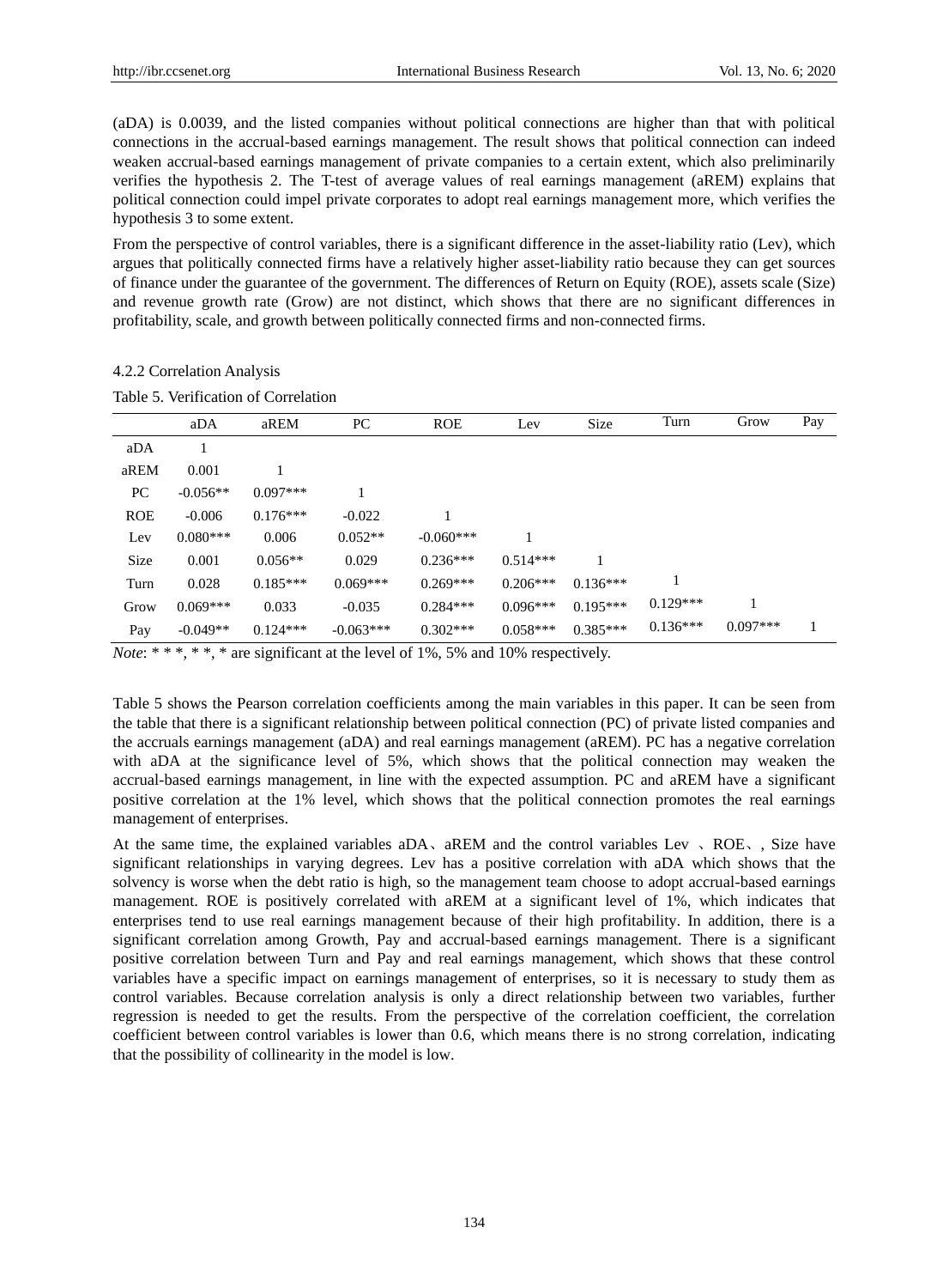(aDA) is 0.0039, and the listed companies without political connections are higher than that with political connections in the accrual-based earnings management. The result shows that political connection can indeed weaken accrual-based earnings management of private companies to a certain extent, which also preliminarily verifies the hypothesis 2. The T-test of average values of real earnings management (aREM) explains that political connection could impel private corporates to adopt real earnings management more, which verifies the hypothesis 3 to some extent.

From the perspective of control variables, there is a significant difference in the asset-liability ratio (Lev), which argues that politically connected firms have a relatively higher asset-liability ratio because they can get sources of finance under the guarantee of the government. The differences of Return on Equity (ROE), assets scale (Size) and revenue growth rate (Grow) are not distinct, which shows that there are no significant differences in profitability, scale, and growth between politically connected firms and non-connected firms.

#### 4.2.2 Correlation Analysis

Table 5. Verification of Correlation

| | aDA | aREM | PC | ROE | Lev | Size | Turn | Grow | Pay |
|---|---|---|---|---|---|---|---|---|---|
| aDA | 1 | | | | | | | | |
| aREM | 0.001 | 1 | | | | | | | |
| PC | -0.056** | 0.097*** | 1 | | | | | | |
| ROE | -0.006 | 0.176*** | -0.022 | 1 | | | | | |
| Lev | 0.080*** | 0.006 | 0.052** | -0.060*** | 1 | | | | |
| Size | 0.001 | 0.056** | 0.029 | 0.236*** | 0.514*** | 1 | | | |
| Turn | 0.028 | 0.185*** | 0.069*** | 0.269*** | 0.206*** | 0.136*** | 1 | | |
| Grow | 0.069*** | 0.033 | -0.035 | 0.284*** | 0.096*** | 0.195*** | 0.129*** | 1 | |
| Pay | -0.049** | 0.124*** | -0.063*** | 0.302*** | 0.058*** | 0.385*** | 0.136*** | 0.097*** | 1 |

*Note*: * * *, * *, * are significant at the level of 1%, 5% and 10% respectively.

Table 5 shows the Pearson correlation coefficients among the main variables in this paper. It can be seen from the table that there is a significant relationship between political connection (PC) of private listed companies and the accruals earnings management (aDA) and real earnings management (aREM). PC has a negative correlation with aDA at the significance level of 5%, which shows that the political connection may weaken the accrual-based earnings management, in line with the expected assumption. PC and aREM have a significant positive correlation at the 1% level, which shows that the political connection promotes the real earnings management of enterprises.

At the same time, the explained variables aDA、aREM and the control variables Lev 、ROE、, Size have significant relationships in varying degrees. Lev has a positive correlation with aDA which shows that the solvency is worse when the debt ratio is high, so the management team choose to adopt accrual-based earnings management. ROE is positively correlated with aREM at a significant level of 1%, which indicates that enterprises tend to use real earnings management because of their high profitability. In addition, there is a significant correlation among Growth, Pay and accrual-based earnings management. There is a significant positive correlation between Turn and Pay and real earnings management, which shows that these control variables have a specific impact on earnings management of enterprises, so it is necessary to study them as control variables. Because correlation analysis is only a direct relationship between two variables, further regression is needed to get the results. From the perspective of the correlation coefficient, the correlation coefficient between control variables is lower than 0.6, which means there is no strong correlation, indicating that the possibility of collinearity in the model is low.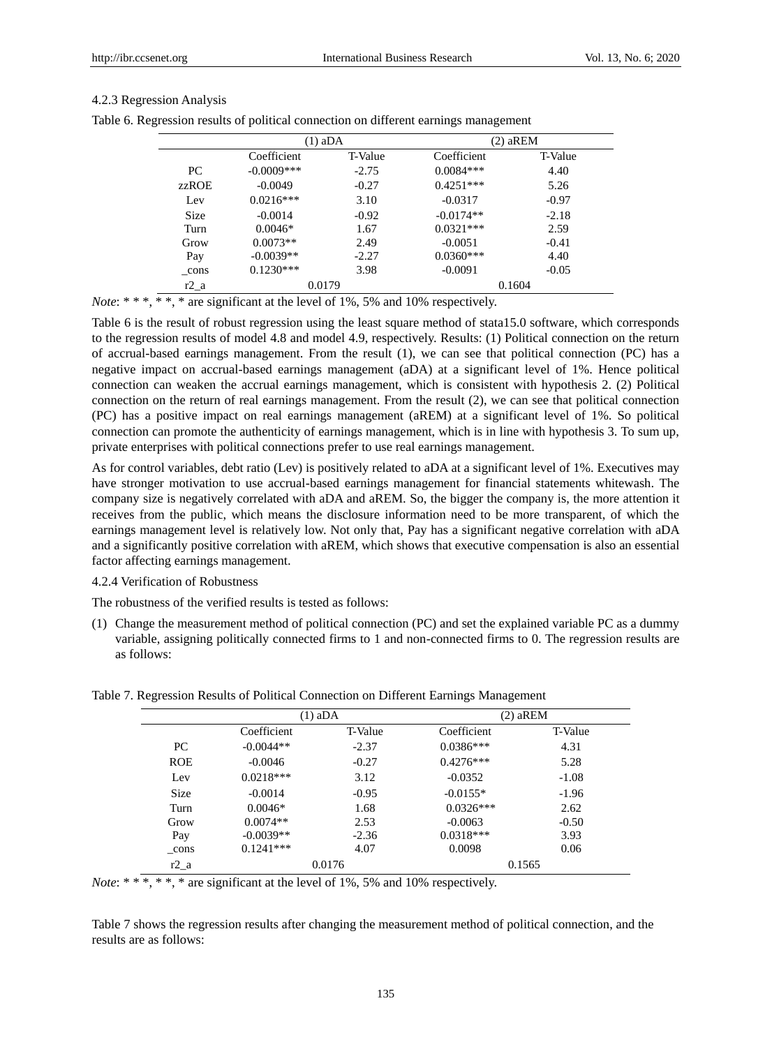#### 4.2.3 Regression Analysis

Table 6. Regression results of political connection on different earnings management

| | (1) aDA | | (2) aREM | |
|---|---|---|---|---|
| | Coefficient | T-Value | Coefficient | T-Value |
| PC | -0.0009*** | -2.75 | 0.0084*** | 4.40 |
| zzROE | -0.0049 | -0.27 | 0.4251*** | 5.26 |
| Lev | 0.0216*** | 3.10 | -0.0317 | -0.97 |
| Size | -0.0014 | -0.92 | -0.0174** | -2.18 |
| Turn | 0.0046* | 1.67 | 0.0321*** | 2.59 |
| Grow | 0.0073** | 2.49 | -0.0051 | -0.41 |
| Pay | -0.0039** | -2.27 | 0.0360*** | 4.40 |
| _cons | 0.1230*** | 3.98 | -0.0091 | -0.05 |
| r2_a | 0.0179 | | 0.1604 | |

*Note*: * * *, * *, * are significant at the level of 1%, 5% and 10% respectively.

Table 6 is the result of robust regression using the least square method of stata15.0 software, which corresponds to the regression results of model 4.8 and model 4.9, respectively. Results: (1) Political connection on the return of accrual-based earnings management. From the result (1), we can see that political connection (PC) has a negative impact on accrual-based earnings management (aDA) at a significant level of 1%. Hence political connection can weaken the accrual earnings management, which is consistent with hypothesis 2. (2) Political connection on the return of real earnings management. From the result (2), we can see that political connection (PC) has a positive impact on real earnings management (aREM) at a significant level of 1%. So political connection can promote the authenticity of earnings management, which is in line with hypothesis 3. To sum up, private enterprises with political connections prefer to use real earnings management.

As for control variables, debt ratio (Lev) is positively related to aDA at a significant level of 1%. Executives may have stronger motivation to use accrual-based earnings management for financial statements whitewash. The company size is negatively correlated with aDA and aREM. So, the bigger the company is, the more attention it receives from the public, which means the disclosure information need to be more transparent, of which the earnings management level is relatively low. Not only that, Pay has a significant negative correlation with aDA and a significantly positive correlation with aREM, which shows that executive compensation is also an essential factor affecting earnings management.

#### 4.2.4 Verification of Robustness

The robustness of the verified results is tested as follows:

(1) Change the measurement method of political connection (PC) and set the explained variable PC as a dummy variable, assigning politically connected firms to 1 and non-connected firms to 0. The regression results are as follows:

Table 7. Regression Results of Political Connection on Different Earnings Management

| | (1) aDA | | (2) aREM | |
|---|---|---|---|---|
| | Coefficient | T-Value | Coefficient | T-Value |
| PC | -0.0044** | -2.37 | 0.0386*** | 4.31 |
| ROE | -0.0046 | -0.27 | 0.4276*** | 5.28 |
| Lev | 0.0218*** | 3.12 | -0.0352 | -1.08 |
| Size | -0.0014 | -0.95 | -0.0155* | -1.96 |
| Turn | 0.0046* | 1.68 | 0.0326*** | 2.62 |
| Grow | 0.0074** | 2.53 | -0.0063 | -0.50 |
| Pay | -0.0039** | -2.36 | 0.0318*** | 3.93 |
| _cons | 0.1241*** | 4.07 | 0.0098 | 0.06 |
| r2_a | 0.0176 | | 0.1565 | |

*Note*: * * *, * *, * are significant at the level of 1%, 5% and 10% respectively.

Table 7 shows the regression results after changing the measurement method of political connection, and the results are as follows: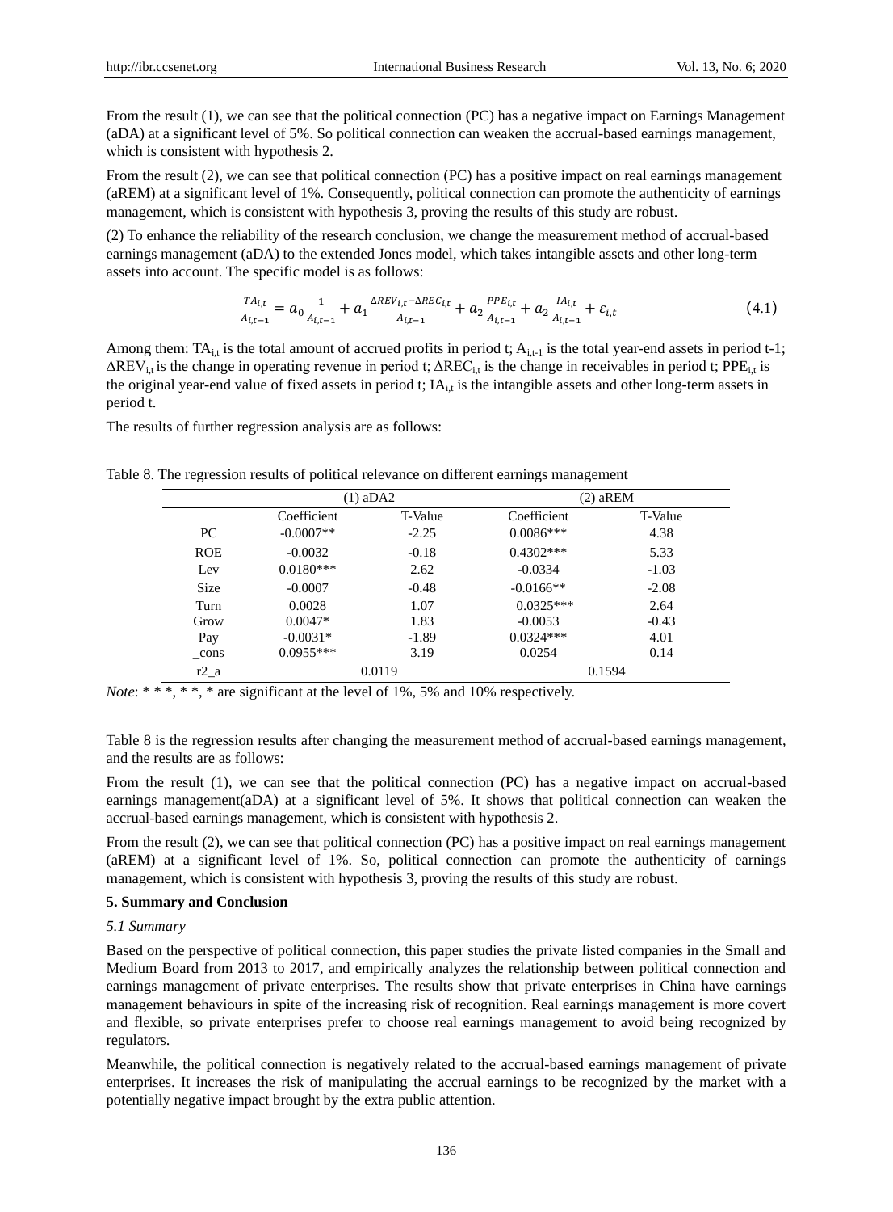From the result (1), we can see that the political connection (PC) has a negative impact on Earnings Management (aDA) at a significant level of 5%. So political connection can weaken the accrual-based earnings management, which is consistent with hypothesis 2.

From the result (2), we can see that political connection (PC) has a positive impact on real earnings management (aREM) at a significant level of 1%. Consequently, political connection can promote the authenticity of earnings management, which is consistent with hypothesis 3, proving the results of this study are robust.

(2) To enhance the reliability of the research conclusion, we change the measurement method of accrual-based earnings management (aDA) to the extended Jones model, which takes intangible assets and other long-term assets into account. The specific model is as follows:

$$\frac{TA_{i,t}}{A_{i,t-1}} = a_0 \frac{1}{A_{i,t-1}} + a_1 \frac{\Delta REV_{i,t} - \Delta REC_{i,t}}{A_{i,t-1}} + a_2 \frac{PPE_{i,t}}{A_{i,t-1}} + a_2 \frac{IA_{i,t}}{A_{i,t-1}} + \varepsilon_{i,t} \tag{4.1}$$

Among them: $TA_{i,t}$ is the total amount of accrued profits in period t; $A_{i,t-1}$ is the total year-end assets in period t-1; $\Delta REV_{i,t}$ is the change in operating revenue in period t; $\Delta REC_{i,t}$ is the change in receivables in period t; $PPE_{i,t}$ is the original year-end value of fixed assets in period t; $IA_{i,t}$ is the intangible assets and other long-term assets in period t.

The results of further regression analysis are as follows:

Table 8. The regression results of political relevance on different earnings management

| | (1) aDA2 | | (2) aREM | |
|---|---|---|---|---|
| | Coefficient | T-Value | Coefficient | T-Value |
| PC | -0.0007** | -2.25 | 0.0086*** | 4.38 |
| ROE | -0.0032 | -0.18 | 0.4302*** | 5.33 |
| Lev | 0.0180*** | 2.62 | -0.0334 | -1.03 |
| Size | -0.0007 | -0.48 | -0.0166** | -2.08 |
| Turn | 0.0028 | 1.07 | 0.0325*** | 2.64 |
| Grow | 0.0047* | 1.83 | -0.0053 | -0.43 |
| Pay | -0.0031* | -1.89 | 0.0324*** | 4.01 |
| _cons | 0.0955*** | 3.19 | 0.0254 | 0.14 |
| r2_a | 0.0119 | | 0.1594 | |

*Note*: * * *, * *, * are significant at the level of 1%, 5% and 10% respectively.

Table 8 is the regression results after changing the measurement method of accrual-based earnings management, and the results are as follows:

From the result (1), we can see that the political connection (PC) has a negative impact on accrual-based earnings management(aDA) at a significant level of 5%. It shows that political connection can weaken the accrual-based earnings management, which is consistent with hypothesis 2.

From the result (2), we can see that political connection (PC) has a positive impact on real earnings management (aREM) at a significant level of 1%. So, political connection can promote the authenticity of earnings management, which is consistent with hypothesis 3, proving the results of this study are robust.

## 5. Summary and Conclusion

### *5.1 Summary*

Based on the perspective of political connection, this paper studies the private listed companies in the Small and Medium Board from 2013 to 2017, and empirically analyzes the relationship between political connection and earnings management of private enterprises. The results show that private enterprises in China have earnings management behaviours in spite of the increasing risk of recognition. Real earnings management is more covert and flexible, so private enterprises prefer to choose real earnings management to avoid being recognized by regulators.

Meanwhile, the political connection is negatively related to the accrual-based earnings management of private enterprises. It increases the risk of manipulating the accrual earnings to be recognized by the market with a potentially negative impact brought by the extra public attention.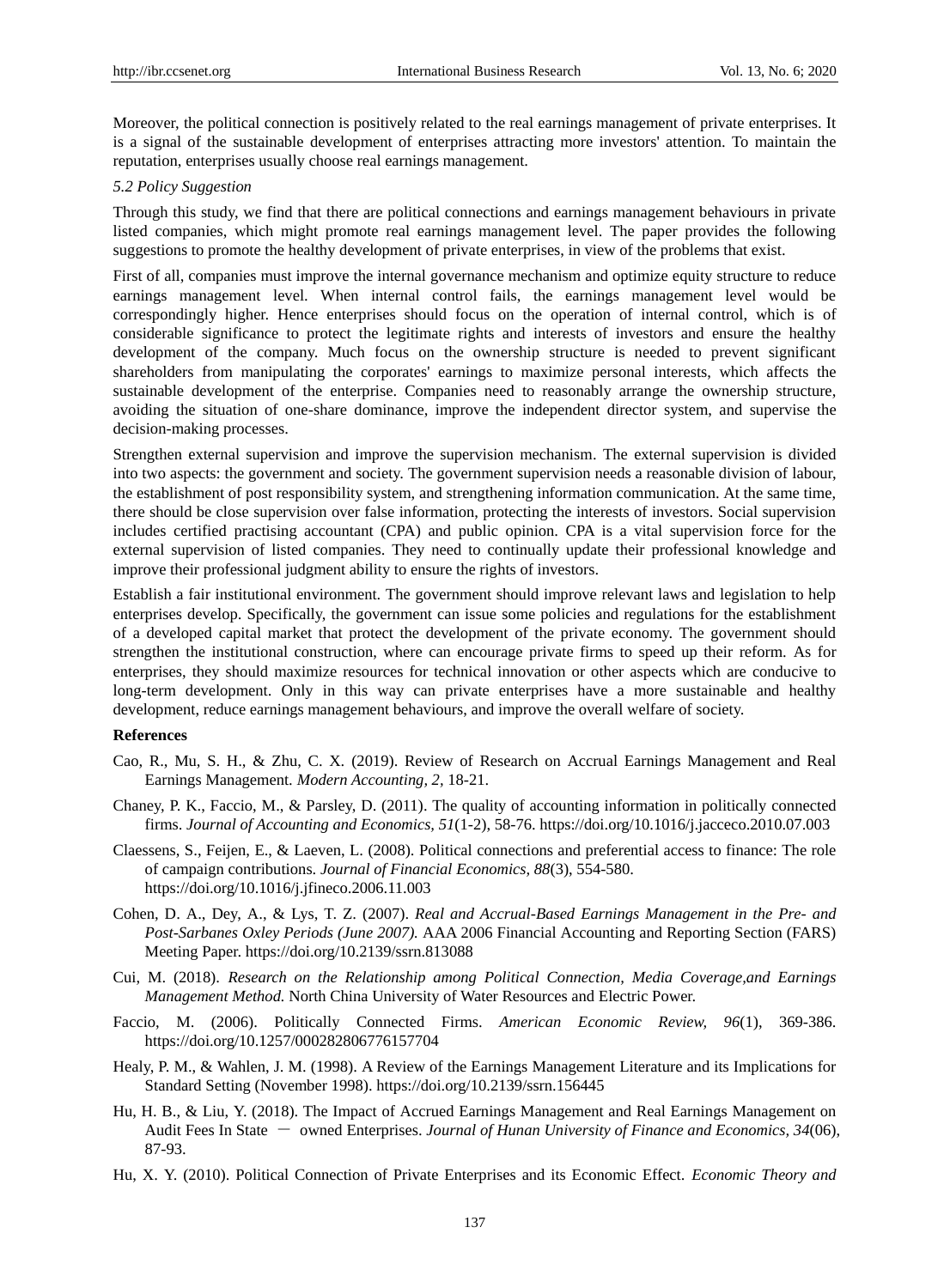Moreover, the political connection is positively related to the real earnings management of private enterprises. It is a signal of the sustainable development of enterprises attracting more investors' attention. To maintain the reputation, enterprises usually choose real earnings management.

*5.2 Policy Suggestion*

Through this study, we find that there are political connections and earnings management behaviours in private listed companies, which might promote real earnings management level. The paper provides the following suggestions to promote the healthy development of private enterprises, in view of the problems that exist.

First of all, companies must improve the internal governance mechanism and optimize equity structure to reduce earnings management level. When internal control fails, the earnings management level would be correspondingly higher. Hence enterprises should focus on the operation of internal control, which is of considerable significance to protect the legitimate rights and interests of investors and ensure the healthy development of the company. Much focus on the ownership structure is needed to prevent significant shareholders from manipulating the corporates' earnings to maximize personal interests, which affects the sustainable development of the enterprise. Companies need to reasonably arrange the ownership structure, avoiding the situation of one-share dominance, improve the independent director system, and supervise the decision-making processes.

Strengthen external supervision and improve the supervision mechanism. The external supervision is divided into two aspects: the government and society. The government supervision needs a reasonable division of labour, the establishment of post responsibility system, and strengthening information communication. At the same time, there should be close supervision over false information, protecting the interests of investors. Social supervision includes certified practising accountant (CPA) and public opinion. CPA is a vital supervision force for the external supervision of listed companies. They need to continually update their professional knowledge and improve their professional judgment ability to ensure the rights of investors.

Establish a fair institutional environment. The government should improve relevant laws and legislation to help enterprises develop. Specifically, the government can issue some policies and regulations for the establishment of a developed capital market that protect the development of the private economy. The government should strengthen the institutional construction, where can encourage private firms to speed up their reform. As for enterprises, they should maximize resources for technical innovation or other aspects which are conducive to long-term development. Only in this way can private enterprises have a more sustainable and healthy development, reduce earnings management behaviours, and improve the overall welfare of society.

**References**

Cao, R., Mu, S. H., & Zhu, C. X. (2019). Review of Research on Accrual Earnings Management and Real Earnings Management. *Modern Accounting, 2*, 18-21.

Chaney, P. K., Faccio, M., & Parsley, D. (2011). The quality of accounting information in politically connected firms. *Journal of Accounting and Economics, 51*(1-2), 58-76. https://doi.org/10.1016/j.jacceco.2010.07.003

Claessens, S., Feijen, E., & Laeven, L. (2008). Political connections and preferential access to finance: The role of campaign contributions. *Journal of Financial Economics, 88*(3), 554-580. https://doi.org/10.1016/j.jfineco.2006.11.003

Cohen, D. A., Dey, A., & Lys, T. Z. (2007). *Real and Accrual-Based Earnings Management in the Pre- and Post-Sarbanes Oxley Periods (June 2007).* AAA 2006 Financial Accounting and Reporting Section (FARS) Meeting Paper. https://doi.org/10.2139/ssrn.813088

Cui, M. (2018). *Research on the Relationship among Political Connection, Media Coverage,and Earnings Management Method.* North China University of Water Resources and Electric Power.

Faccio, M. (2006). Politically Connected Firms. *American Economic Review, 96*(1), 369-386. https://doi.org/10.1257/000282806776157704

Healy, P. M., & Wahlen, J. M. (1998). A Review of the Earnings Management Literature and its Implications for Standard Setting (November 1998). https://doi.org/10.2139/ssrn.156445

Hu, H. B., & Liu, Y. (2018). The Impact of Accrued Earnings Management and Real Earnings Management on Audit Fees In State － owned Enterprises. *Journal of Hunan University of Finance and Economics, 34*(06), 87-93.

Hu, X. Y. (2010). Political Connection of Private Enterprises and its Economic Effect. *Economic Theory and*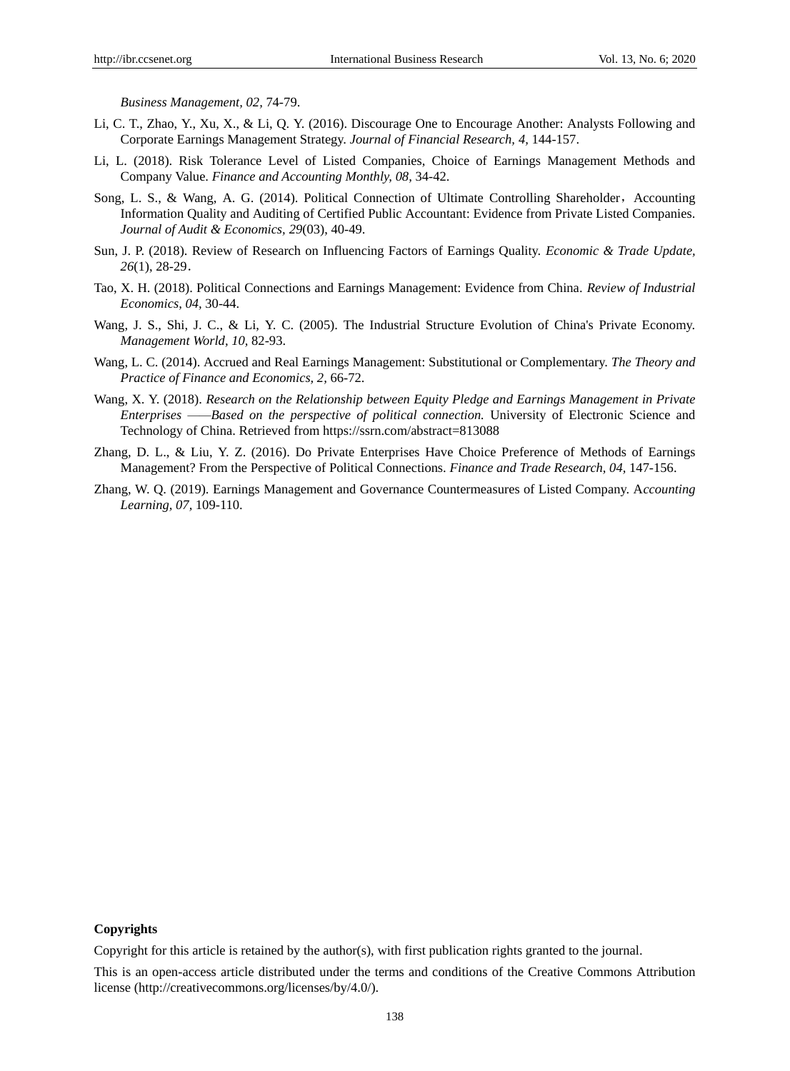*Business Management, 02,* 74-79.

Li, C. T., Zhao, Y., Xu, X., & Li, Q. Y. (2016). Discourage One to Encourage Another: Analysts Following and Corporate Earnings Management Strategy. *Journal of Financial Research, 4,* 144-157.

Li, L. (2018). Risk Tolerance Level of Listed Companies, Choice of Earnings Management Methods and Company Value. *Finance and Accounting Monthly, 08,* 34-42.

Song, L. S., & Wang, A. G. (2014). Political Connection of Ultimate Controlling Shareholder，Accounting Information Quality and Auditing of Certified Public Accountant: Evidence from Private Listed Companies. *Journal of Audit & Economics, 29*(03), 40-49.

Sun, J. P. (2018). Review of Research on Influencing Factors of Earnings Quality. *Economic & Trade Update, 26*(1), 28-29.

Tao, X. H. (2018). Political Connections and Earnings Management: Evidence from China. *Review of Industrial Economics, 04,* 30-44.

Wang, J. S., Shi, J. C., & Li, Y. C. (2005). The Industrial Structure Evolution of China's Private Economy. *Management World, 10,* 82-93.

Wang, L. C. (2014). Accrued and Real Earnings Management: Substitutional or Complementary. *The Theory and Practice of Finance and Economics, 2,* 66-72.

Wang, X. Y. (2018). *Research on the Relationship between Equity Pledge and Earnings Management in Private Enterprises ——Based on the perspective of political connection.* University of Electronic Science and Technology of China. Retrieved from https://ssrn.com/abstract=813088

Zhang, D. L., & Liu, Y. Z. (2016). Do Private Enterprises Have Choice Preference of Methods of Earnings Management? From the Perspective of Political Connections. *Finance and Trade Research, 04,* 147-156.

Zhang, W. Q. (2019). Earnings Management and Governance Countermeasures of Listed Company. A*ccounting Learning, 07,* 109-110.

**Copyrights**

Copyright for this article is retained by the author(s), with first publication rights granted to the journal.

This is an open-access article distributed under the terms and conditions of the Creative Commons Attribution license (http://creativecommons.org/licenses/by/4.0/).